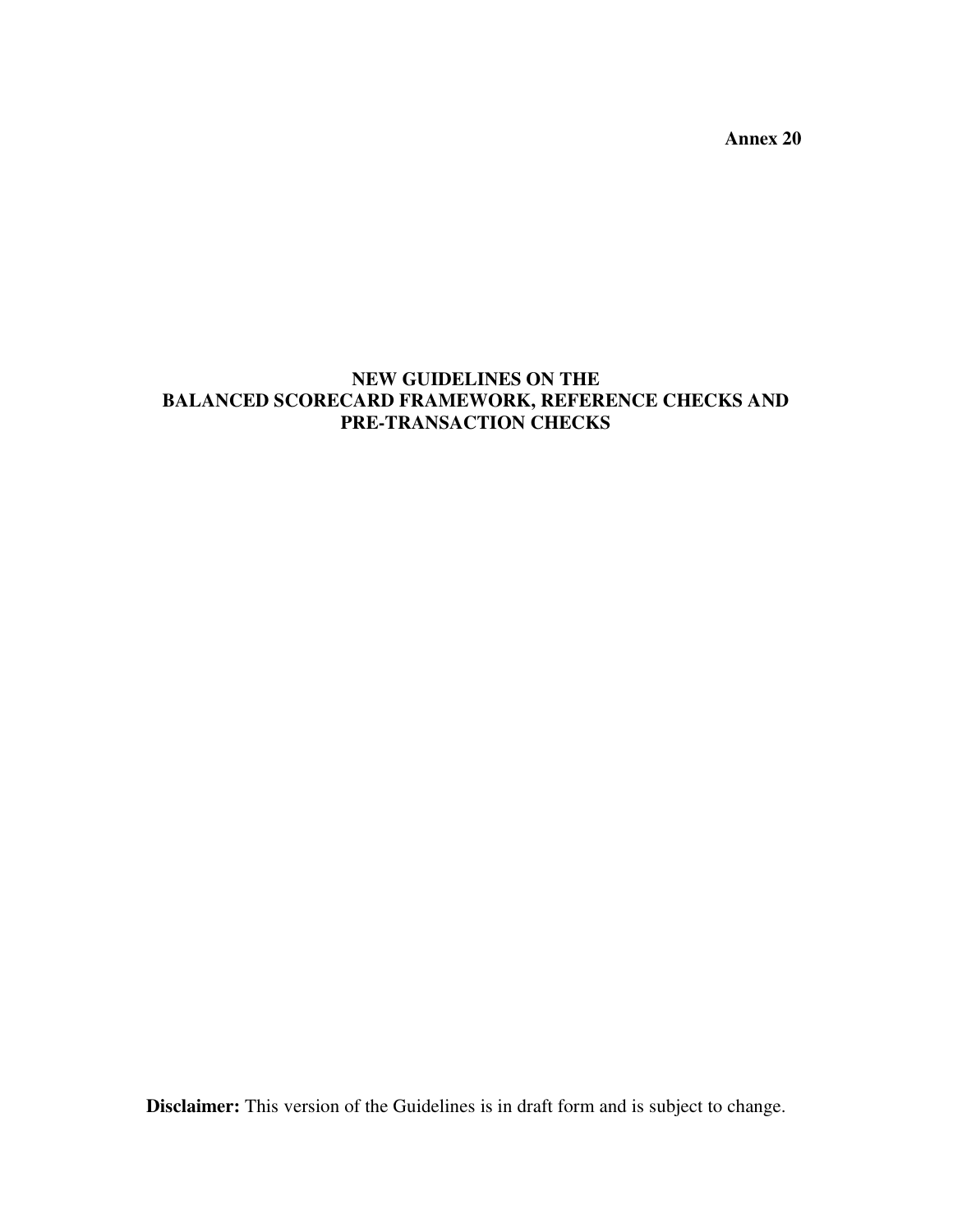**Annex 20**

# NEW GUIDELINES ON THE BALANCED SCORECARD FRAMEWORK, REFERENCE CHECKS AND PRE-TRANSACTION CHECKS

**Disclaimer:** This version of the Guidelines is in draft form and is subject to change.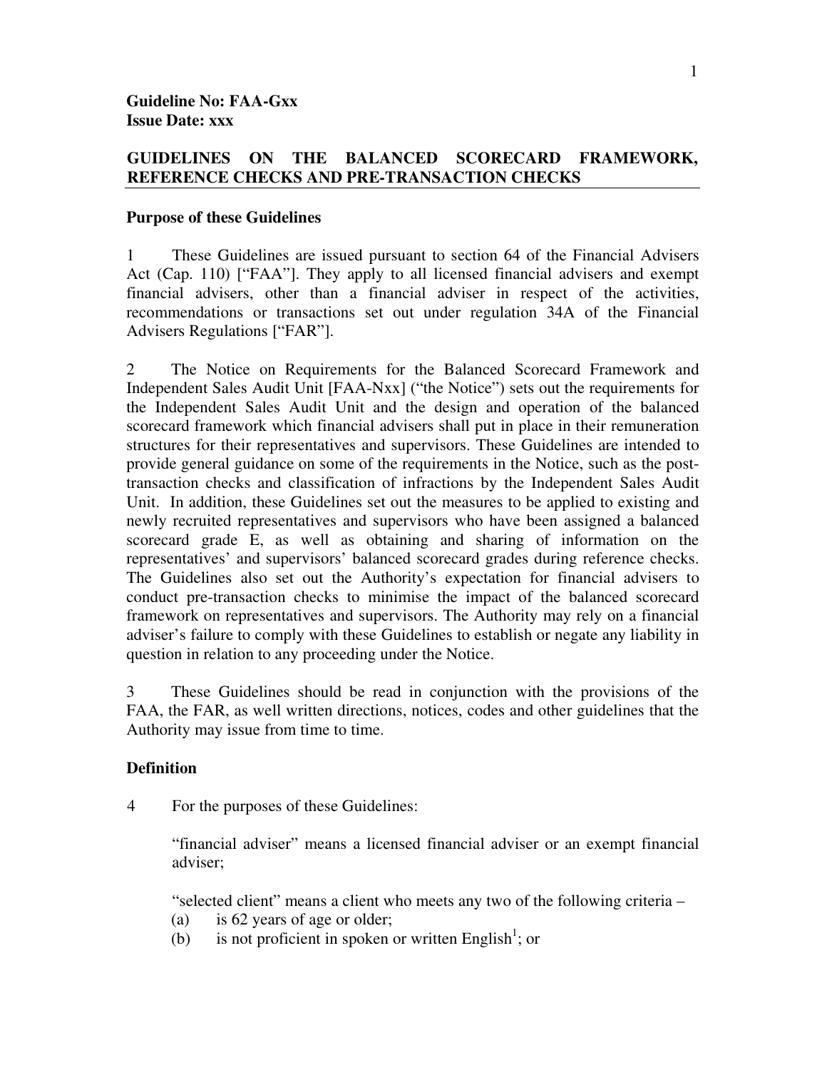**Guideline No: FAA-Gxx**
**Issue Date: xxx**

## GUIDELINES ON THE BALANCED SCORECARD FRAMEWORK, REFERENCE CHECKS AND PRE-TRANSACTION CHECKS

### Purpose of these Guidelines

1 These Guidelines are issued pursuant to section 64 of the Financial Advisers Act (Cap. 110) ["FAA"]. They apply to all licensed financial advisers and exempt financial advisers, other than a financial adviser in respect of the activities, recommendations or transactions set out under regulation 34A of the Financial Advisers Regulations ["FAR"].

2 The Notice on Requirements for the Balanced Scorecard Framework and Independent Sales Audit Unit [FAA-Nxx] ("the Notice") sets out the requirements for the Independent Sales Audit Unit and the design and operation of the balanced scorecard framework which financial advisers shall put in place in their remuneration structures for their representatives and supervisors. These Guidelines are intended to provide general guidance on some of the requirements in the Notice, such as the post-transaction checks and classification of infractions by the Independent Sales Audit Unit. In addition, these Guidelines set out the measures to be applied to existing and newly recruited representatives and supervisors who have been assigned a balanced scorecard grade E, as well as obtaining and sharing of information on the representatives' and supervisors' balanced scorecard grades during reference checks. The Guidelines also set out the Authority's expectation for financial advisers to conduct pre-transaction checks to minimise the impact of the balanced scorecard framework on representatives and supervisors. The Authority may rely on a financial adviser's failure to comply with these Guidelines to establish or negate any liability in question in relation to any proceeding under the Notice.

3 These Guidelines should be read in conjunction with the provisions of the FAA, the FAR, as well written directions, notices, codes and other guidelines that the Authority may issue from time to time.

### Definition

4 For the purposes of these Guidelines:

"financial adviser" means a licensed financial adviser or an exempt financial adviser;

"selected client" means a client who meets any two of the following criteria –

(a) is 62 years of age or older;

(b) is not proficient in spoken or written English[1]; or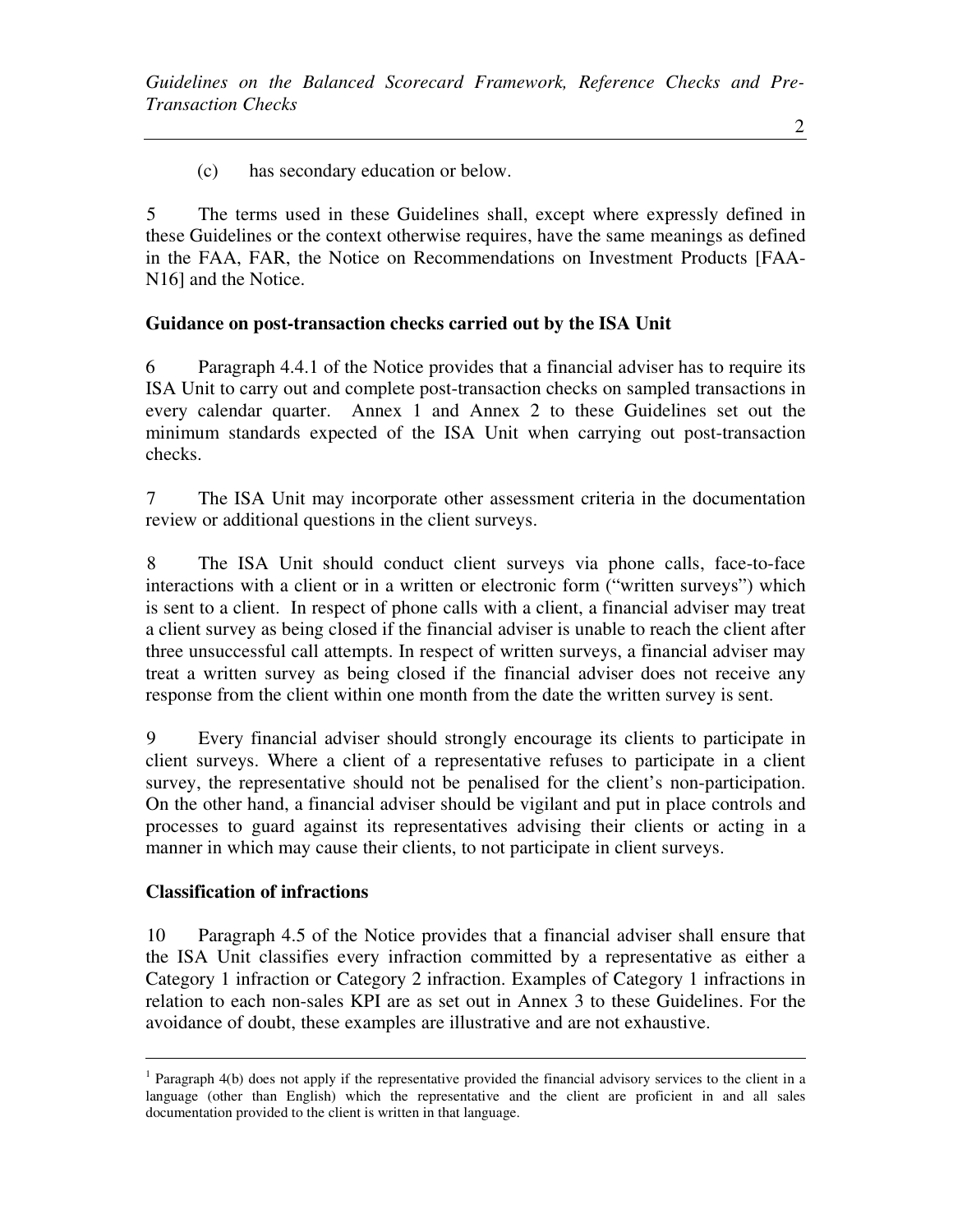(c) has secondary education or below.

5 The terms used in these Guidelines shall, except where expressly defined in these Guidelines or the context otherwise requires, have the same meanings as defined in the FAA, FAR, the Notice on Recommendations on Investment Products [FAA-N16] and the Notice.

**Guidance on post-transaction checks carried out by the ISA Unit**

6 Paragraph 4.4.1 of the Notice provides that a financial adviser has to require its ISA Unit to carry out and complete post-transaction checks on sampled transactions in every calendar quarter. Annex 1 and Annex 2 to these Guidelines set out the minimum standards expected of the ISA Unit when carrying out post-transaction checks.

7 The ISA Unit may incorporate other assessment criteria in the documentation review or additional questions in the client surveys.

8 The ISA Unit should conduct client surveys via phone calls, face-to-face interactions with a client or in a written or electronic form ("written surveys") which is sent to a client. In respect of phone calls with a client, a financial adviser may treat a client survey as being closed if the financial adviser is unable to reach the client after three unsuccessful call attempts. In respect of written surveys, a financial adviser may treat a written survey as being closed if the financial adviser does not receive any response from the client within one month from the date the written survey is sent.

9 Every financial adviser should strongly encourage its clients to participate in client surveys. Where a client of a representative refuses to participate in a client survey, the representative should not be penalised for the client's non-participation. On the other hand, a financial adviser should be vigilant and put in place controls and processes to guard against its representatives advising their clients or acting in a manner in which may cause their clients, to not participate in client surveys.

**Classification of infractions**

10 Paragraph 4.5 of the Notice provides that a financial adviser shall ensure that the ISA Unit classifies every infraction committed by a representative as either a Category 1 infraction or Category 2 infraction. Examples of Category 1 infractions in relation to each non-sales KPI are as set out in Annex 3 to these Guidelines. For the avoidance of doubt, these examples are illustrative and are not exhaustive.

---

[1] Paragraph 4(b) does not apply if the representative provided the financial advisory services to the client in a language (other than English) which the representative and the client are proficient in and all sales documentation provided to the client is written in that language.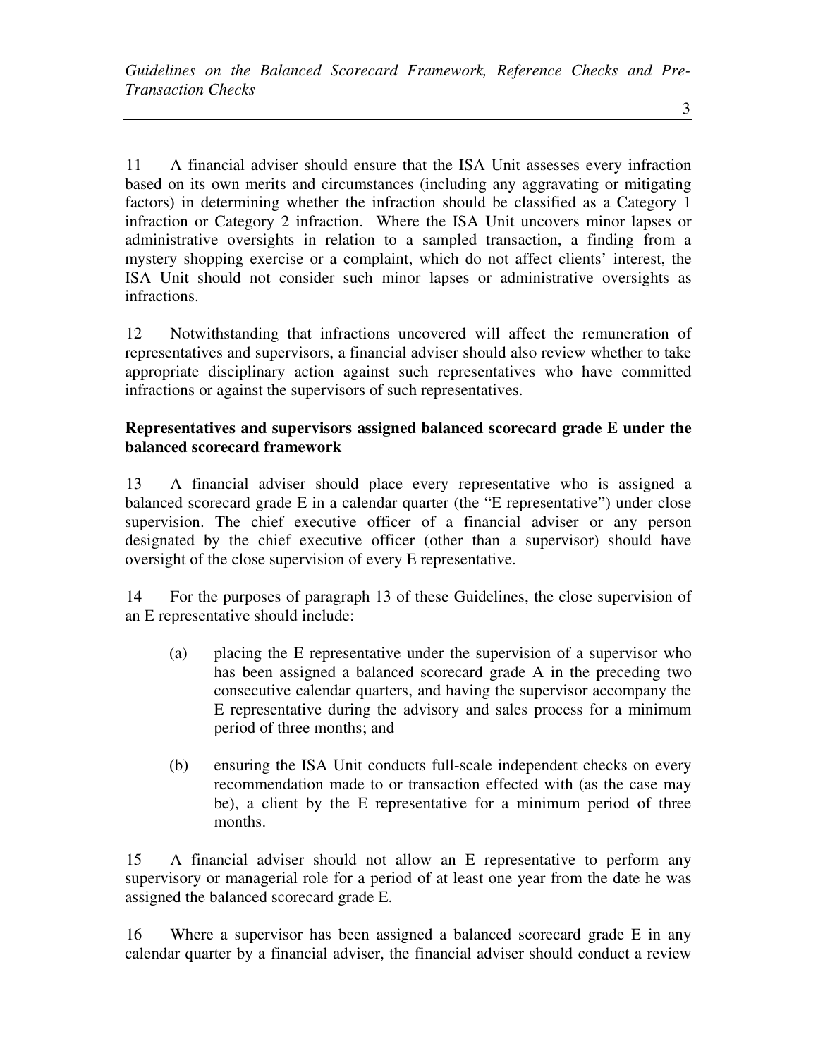11 A financial adviser should ensure that the ISA Unit assesses every infraction based on its own merits and circumstances (including any aggravating or mitigating factors) in determining whether the infraction should be classified as a Category 1 infraction or Category 2 infraction. Where the ISA Unit uncovers minor lapses or administrative oversights in relation to a sampled transaction, a finding from a mystery shopping exercise or a complaint, which do not affect clients' interest, the ISA Unit should not consider such minor lapses or administrative oversights as infractions.

12 Notwithstanding that infractions uncovered will affect the remuneration of representatives and supervisors, a financial adviser should also review whether to take appropriate disciplinary action against such representatives who have committed infractions or against the supervisors of such representatives.

**Representatives and supervisors assigned balanced scorecard grade E under the balanced scorecard framework**

13 A financial adviser should place every representative who is assigned a balanced scorecard grade E in a calendar quarter (the "E representative") under close supervision. The chief executive officer of a financial adviser or any person designated by the chief executive officer (other than a supervisor) should have oversight of the close supervision of every E representative.

14 For the purposes of paragraph 13 of these Guidelines, the close supervision of an E representative should include:

(a) placing the E representative under the supervision of a supervisor who has been assigned a balanced scorecard grade A in the preceding two consecutive calendar quarters, and having the supervisor accompany the E representative during the advisory and sales process for a minimum period of three months; and

(b) ensuring the ISA Unit conducts full-scale independent checks on every recommendation made to or transaction effected with (as the case may be), a client by the E representative for a minimum period of three months.

15 A financial adviser should not allow an E representative to perform any supervisory or managerial role for a period of at least one year from the date he was assigned the balanced scorecard grade E.

16 Where a supervisor has been assigned a balanced scorecard grade E in any calendar quarter by a financial adviser, the financial adviser should conduct a review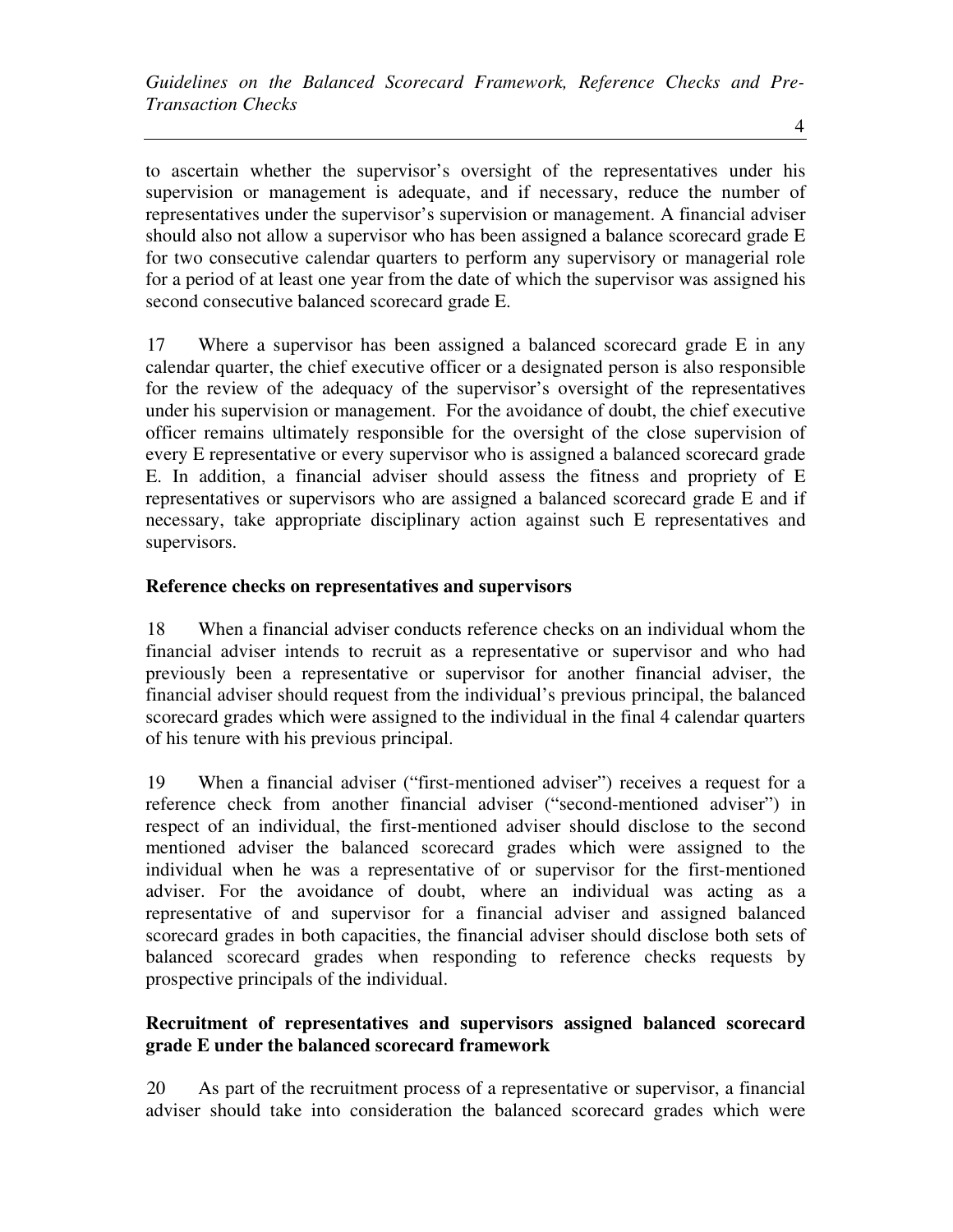to ascertain whether the supervisor's oversight of the representatives under his supervision or management is adequate, and if necessary, reduce the number of representatives under the supervisor's supervision or management. A financial adviser should also not allow a supervisor who has been assigned a balance scorecard grade E for two consecutive calendar quarters to perform any supervisory or managerial role for a period of at least one year from the date of which the supervisor was assigned his second consecutive balanced scorecard grade E.

17 Where a supervisor has been assigned a balanced scorecard grade E in any calendar quarter, the chief executive officer or a designated person is also responsible for the review of the adequacy of the supervisor's oversight of the representatives under his supervision or management. For the avoidance of doubt, the chief executive officer remains ultimately responsible for the oversight of the close supervision of every E representative or every supervisor who is assigned a balanced scorecard grade E. In addition, a financial adviser should assess the fitness and propriety of E representatives or supervisors who are assigned a balanced scorecard grade E and if necessary, take appropriate disciplinary action against such E representatives and supervisors.

**Reference checks on representatives and supervisors**

18 When a financial adviser conducts reference checks on an individual whom the financial adviser intends to recruit as a representative or supervisor and who had previously been a representative or supervisor for another financial adviser, the financial adviser should request from the individual's previous principal, the balanced scorecard grades which were assigned to the individual in the final 4 calendar quarters of his tenure with his previous principal.

19 When a financial adviser ("first-mentioned adviser") receives a request for a reference check from another financial adviser ("second-mentioned adviser") in respect of an individual, the first-mentioned adviser should disclose to the second mentioned adviser the balanced scorecard grades which were assigned to the individual when he was a representative of or supervisor for the first-mentioned adviser. For the avoidance of doubt, where an individual was acting as a representative of and supervisor for a financial adviser and assigned balanced scorecard grades in both capacities, the financial adviser should disclose both sets of balanced scorecard grades when responding to reference checks requests by prospective principals of the individual.

**Recruitment of representatives and supervisors assigned balanced scorecard grade E under the balanced scorecard framework**

20 As part of the recruitment process of a representative or supervisor, a financial adviser should take into consideration the balanced scorecard grades which were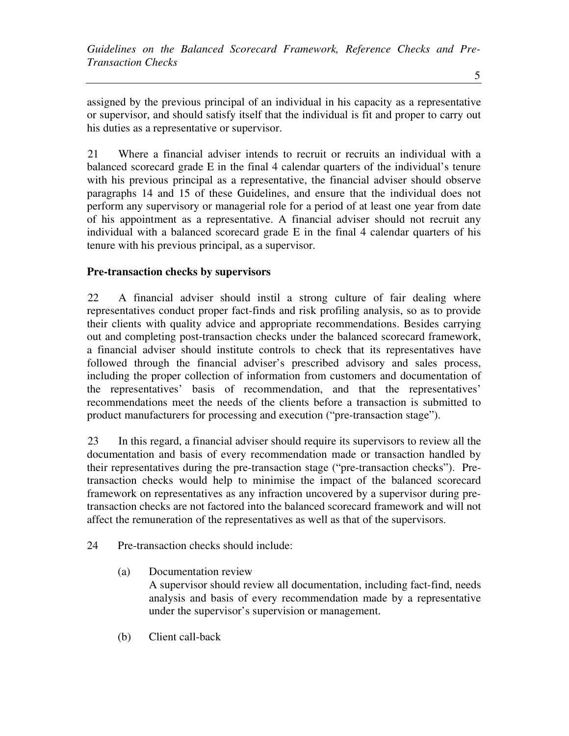assigned by the previous principal of an individual in his capacity as a representative or supervisor, and should satisfy itself that the individual is fit and proper to carry out his duties as a representative or supervisor.

21 Where a financial adviser intends to recruit or recruits an individual with a balanced scorecard grade E in the final 4 calendar quarters of the individual's tenure with his previous principal as a representative, the financial adviser should observe paragraphs 14 and 15 of these Guidelines, and ensure that the individual does not perform any supervisory or managerial role for a period of at least one year from date of his appointment as a representative. A financial adviser should not recruit any individual with a balanced scorecard grade E in the final 4 calendar quarters of his tenure with his previous principal, as a supervisor.

**Pre-transaction checks by supervisors**

22 A financial adviser should instil a strong culture of fair dealing where representatives conduct proper fact-finds and risk profiling analysis, so as to provide their clients with quality advice and appropriate recommendations. Besides carrying out and completing post-transaction checks under the balanced scorecard framework, a financial adviser should institute controls to check that its representatives have followed through the financial adviser's prescribed advisory and sales process, including the proper collection of information from customers and documentation of the representatives' basis of recommendation, and that the representatives' recommendations meet the needs of the clients before a transaction is submitted to product manufacturers for processing and execution ("pre-transaction stage").

23 In this regard, a financial adviser should require its supervisors to review all the documentation and basis of every recommendation made or transaction handled by their representatives during the pre-transaction stage ("pre-transaction checks"). Pre-transaction checks would help to minimise the impact of the balanced scorecard framework on representatives as any infraction uncovered by a supervisor during pre-transaction checks are not factored into the balanced scorecard framework and will not affect the remuneration of the representatives as well as that of the supervisors.

24 Pre-transaction checks should include:

(a) Documentation review
A supervisor should review all documentation, including fact-find, needs analysis and basis of every recommendation made by a representative under the supervisor's supervision or management.

(b) Client call-back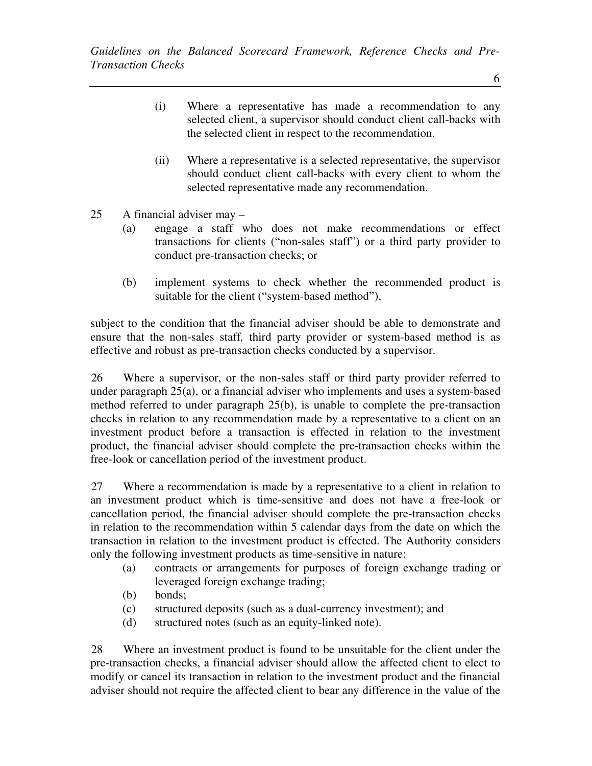(i) Where a representative has made a recommendation to any selected client, a supervisor should conduct client call-backs with the selected client in respect to the recommendation.

(ii) Where a representative is a selected representative, the supervisor should conduct client call-backs with every client to whom the selected representative made any recommendation.

25 A financial adviser may –

(a) engage a staff who does not make recommendations or effect transactions for clients ("non-sales staff") or a third party provider to conduct pre-transaction checks; or

(b) implement systems to check whether the recommended product is suitable for the client ("system-based method"),

subject to the condition that the financial adviser should be able to demonstrate and ensure that the non-sales staff, third party provider or system-based method is as effective and robust as pre-transaction checks conducted by a supervisor.

26 Where a supervisor, or the non-sales staff or third party provider referred to under paragraph 25(a), or a financial adviser who implements and uses a system-based method referred to under paragraph 25(b), is unable to complete the pre-transaction checks in relation to any recommendation made by a representative to a client on an investment product before a transaction is effected in relation to the investment product, the financial adviser should complete the pre-transaction checks within the free-look or cancellation period of the investment product.

27 Where a recommendation is made by a representative to a client in relation to an investment product which is time-sensitive and does not have a free-look or cancellation period, the financial adviser should complete the pre-transaction checks in relation to the recommendation within 5 calendar days from the date on which the transaction in relation to the investment product is effected. The Authority considers only the following investment products as time-sensitive in nature:

(a) contracts or arrangements for purposes of foreign exchange trading or leveraged foreign exchange trading;
(b) bonds;
(c) structured deposits (such as a dual-currency investment); and
(d) structured notes (such as an equity-linked note).

28 Where an investment product is found to be unsuitable for the client under the pre-transaction checks, a financial adviser should allow the affected client to elect to modify or cancel its transaction in relation to the investment product and the financial adviser should not require the affected client to bear any difference in the value of the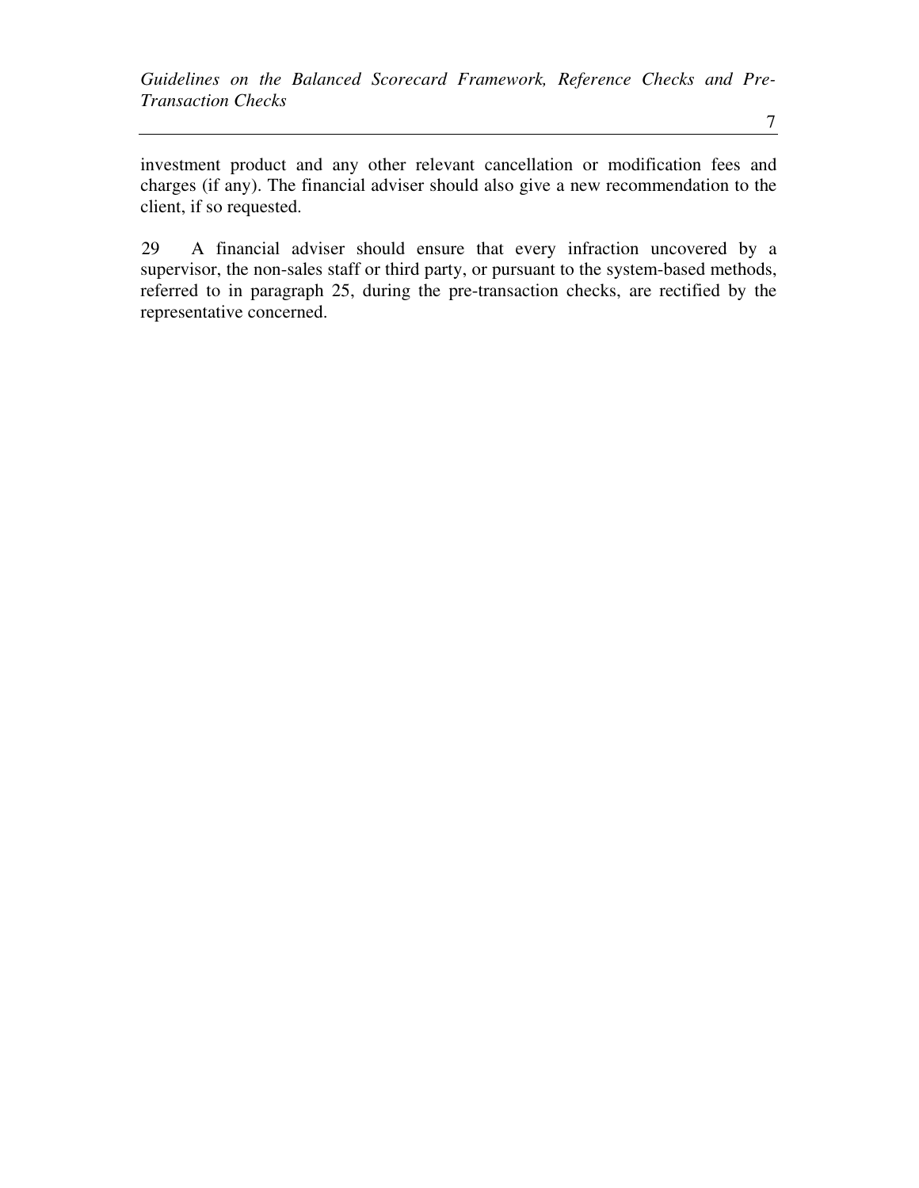investment product and any other relevant cancellation or modification fees and charges (if any). The financial adviser should also give a new recommendation to the client, if so requested.

29 A financial adviser should ensure that every infraction uncovered by a supervisor, the non-sales staff or third party, or pursuant to the system-based methods, referred to in paragraph 25, during the pre-transaction checks, are rectified by the representative concerned.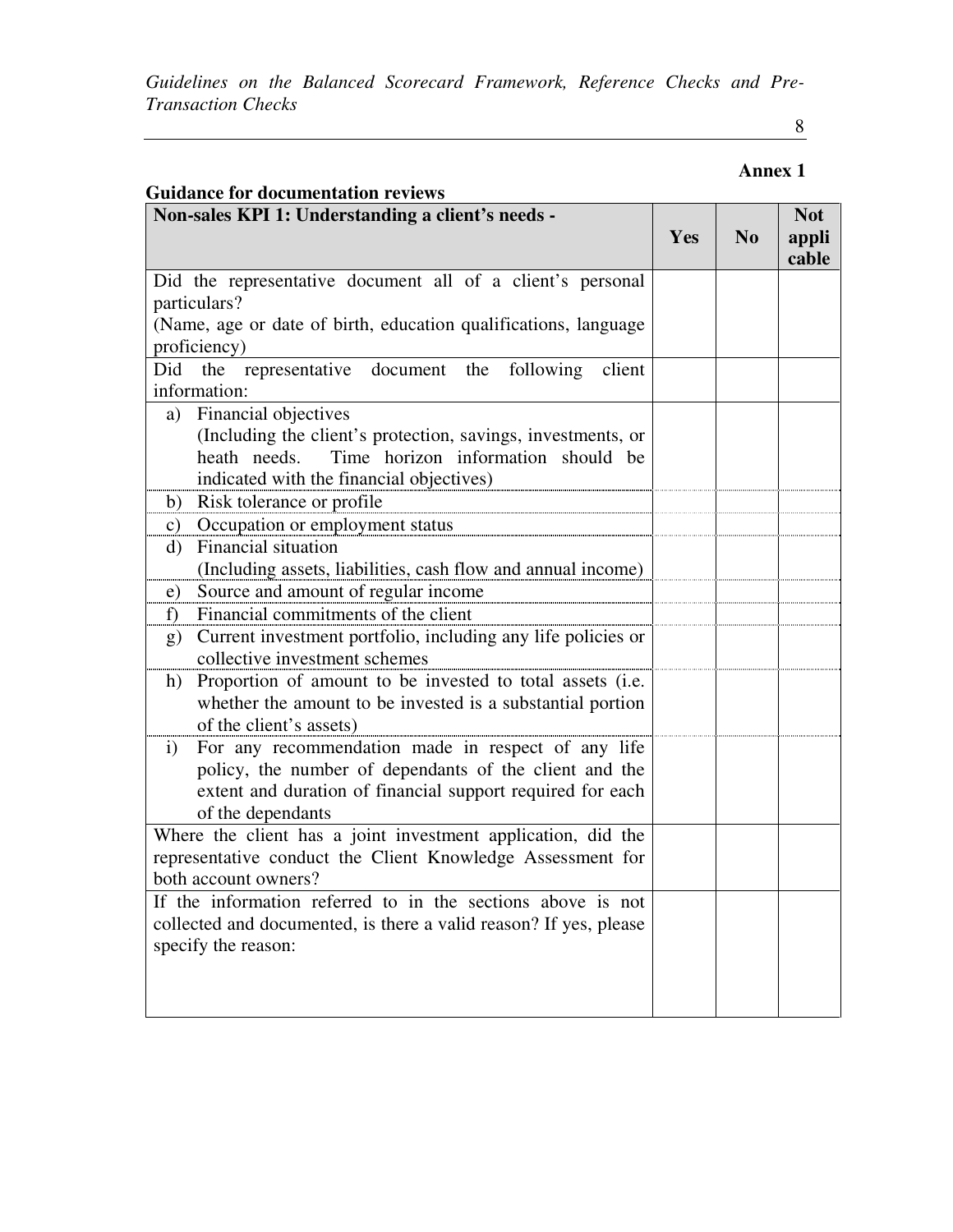**Annex 1**

**Guidance for documentation reviews**

| **Non-sales KPI 1: Understanding a client's needs -** | **Yes** | **No** | **Not applicable** |
|---|---|---|---|
| Did the representative document all of a client's personal particulars?<br>(Name, age or date of birth, education qualifications, language proficiency) | | | |
| Did the representative document the following client information: | | | |
| a) Financial objectives<br>(Including the client's protection, savings, investments, or heath needs. Time horizon information should be indicated with the financial objectives) | | | |
| b) Risk tolerance or profile | | | |
| c) Occupation or employment status | | | |
| d) Financial situation<br>(Including assets, liabilities, cash flow and annual income) | | | |
| e) Source and amount of regular income | | | |
| f) Financial commitments of the client | | | |
| g) Current investment portfolio, including any life policies or collective investment schemes | | | |
| h) Proportion of amount to be invested to total assets (i.e. whether the amount to be invested is a substantial portion of the client's assets) | | | |
| i) For any recommendation made in respect of any life policy, the number of dependants of the client and the extent and duration of financial support required for each of the dependants | | | |
| Where the client has a joint investment application, did the representative conduct the Client Knowledge Assessment for both account owners? | | | |
| If the information referred to in the sections above is not collected and documented, is there a valid reason? If yes, please specify the reason: | | | |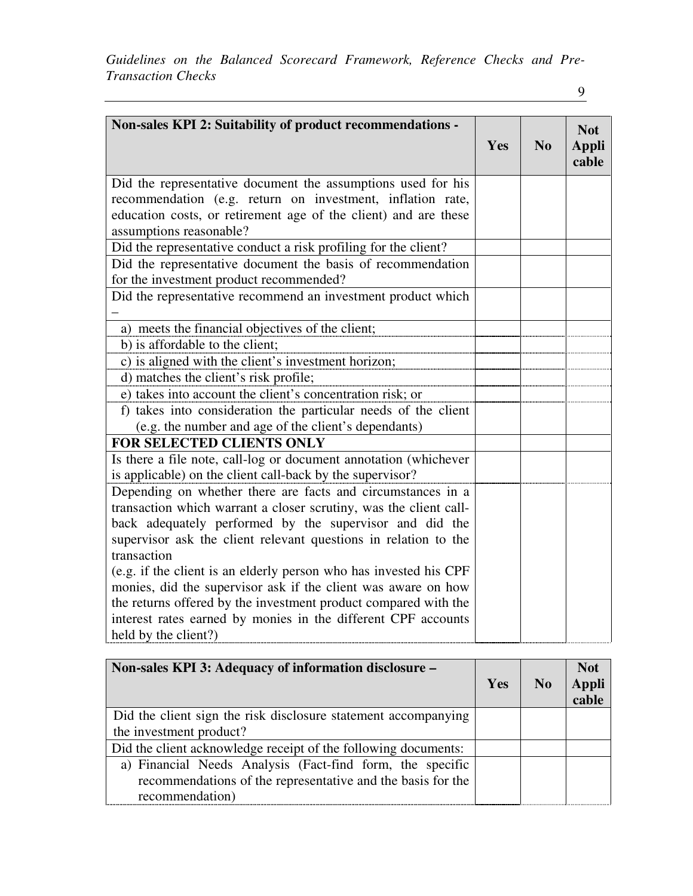| Non-sales KPI 2: Suitability of product recommendations - | Yes | No | Not Applicable |
|---|---|---|---|
| Did the representative document the assumptions used for his recommendation (e.g. return on investment, inflation rate, education costs, or retirement age of the client) and are these assumptions reasonable? | | | |
| Did the representative conduct a risk profiling for the client? | | | |
| Did the representative document the basis of recommendation for the investment product recommended? | | | |
| Did the representative recommend an investment product which – | | | |
| a) meets the financial objectives of the client; | | | |
| b) is affordable to the client; | | | |
| c) is aligned with the client's investment horizon; | | | |
| d) matches the client's risk profile; | | | |
| e) takes into account the client's concentration risk; or | | | |
| f) takes into consideration the particular needs of the client (e.g. the number and age of the client's dependants) | | | |
| **FOR SELECTED CLIENTS ONLY** | | | |
| Is there a file note, call-log or document annotation (whichever is applicable) on the client call-back by the supervisor? | | | |
| Depending on whether there are facts and circumstances in a transaction which warrant a closer scrutiny, was the client call-back adequately performed by the supervisor and did the supervisor ask the client relevant questions in relation to the transaction (e.g. if the client is an elderly person who has invested his CPF monies, did the supervisor ask if the client was aware on how the returns offered by the investment product compared with the interest rates earned by monies in the different CPF accounts held by the client?) | | | |

| Non-sales KPI 3: Adequacy of information disclosure – | Yes | No | Not Applicable |
|---|---|---|---|
| Did the client sign the risk disclosure statement accompanying the investment product? | | | |
| Did the client acknowledge receipt of the following documents: | | | |
| a) Financial Needs Analysis (Fact-find form, the specific recommendations of the representative and the basis for the recommendation) | | | |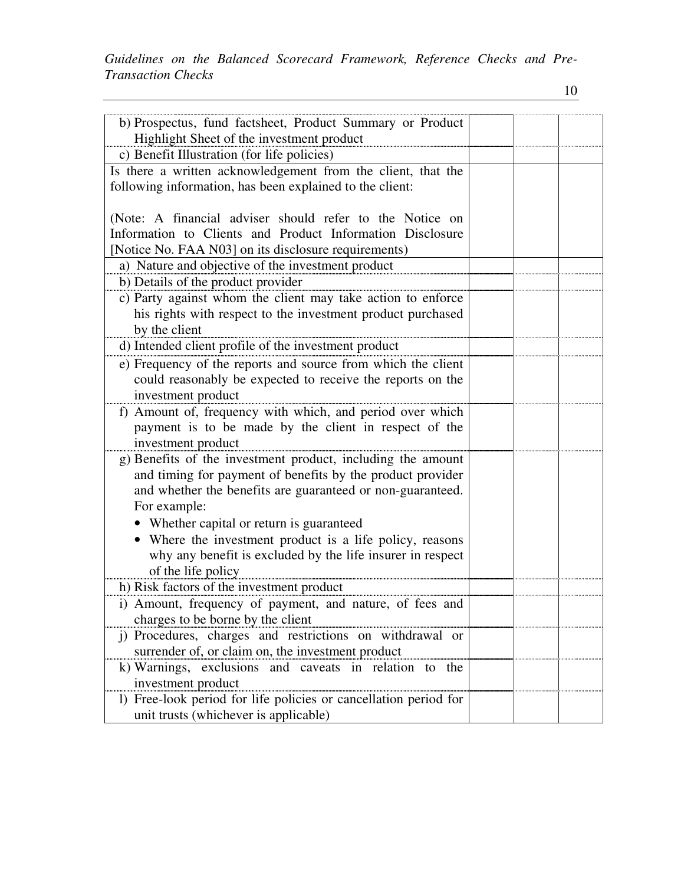| | | | |
|---|---|---|---|
| b) Prospectus, fund factsheet, Product Summary or Product Highlight Sheet of the investment product | | | |
| c) Benefit Illustration (for life policies) | | | |
| Is there a written acknowledgement from the client, that the following information, has been explained to the client:<br><br>(Note: A financial adviser should refer to the Notice on Information to Clients and Product Information Disclosure [Notice No. FAA N03] on its disclosure requirements) | | | |
| a) Nature and objective of the investment product | | | |
| b) Details of the product provider | | | |
| c) Party against whom the client may take action to enforce his rights with respect to the investment product purchased by the client | | | |
| d) Intended client profile of the investment product | | | |
| e) Frequency of the reports and source from which the client could reasonably be expected to receive the reports on the investment product | | | |
| f) Amount of, frequency with which, and period over which payment is to be made by the client in respect of the investment product | | | |
| g) Benefits of the investment product, including the amount and timing for payment of benefits by the product provider and whether the benefits are guaranteed or non-guaranteed. For example:<br>• Whether capital or return is guaranteed<br>• Where the investment product is a life policy, reasons why any benefit is excluded by the life insurer in respect of the life policy | | | |
| h) Risk factors of the investment product | | | |
| i) Amount, frequency of payment, and nature, of fees and charges to be borne by the client | | | |
| j) Procedures, charges and restrictions on withdrawal or surrender of, or claim on, the investment product | | | |
| k) Warnings, exclusions and caveats in relation to the investment product | | | |
| l) Free-look period for life policies or cancellation period for unit trusts (whichever is applicable) | | | |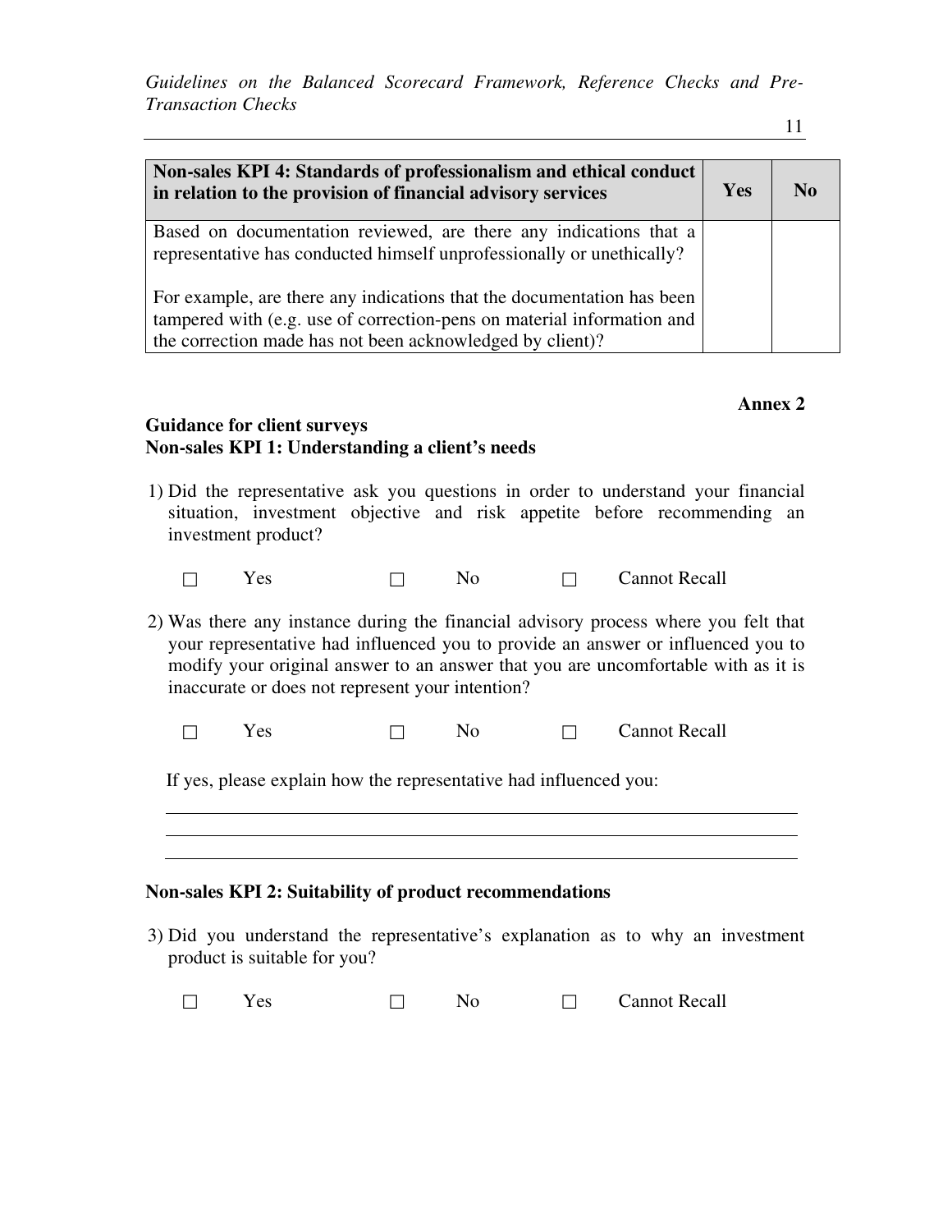| Non-sales KPI 4: Standards of professionalism and ethical conduct in relation to the provision of financial advisory services | Yes | No |
| --- | --- | --- |
| Based on documentation reviewed, are there any indications that a representative has conducted himself unprofessionally or unethically?<br><br>For example, are there any indications that the documentation has been tampered with (e.g. use of correction-pens on material information and the correction made has not been acknowledged by client)? | | |

**Annex 2**

**Guidance for client surveys**
**Non-sales KPI 1: Understanding a client's needs**

1) Did the representative ask you questions in order to understand your financial situation, investment objective and risk appetite before recommending an investment product?

☐ Yes ☐ No ☐ Cannot Recall

2) Was there any instance during the financial advisory process where you felt that your representative had influenced you to provide an answer or influenced you to modify your original answer to an answer that you are uncomfortable with as it is inaccurate or does not represent your intention?

☐ Yes ☐ No ☐ Cannot Recall

If yes, please explain how the representative had influenced you:

______________________________________________________________________

______________________________________________________________________

______________________________________________________________________

**Non-sales KPI 2: Suitability of product recommendations**

3) Did you understand the representative's explanation as to why an investment product is suitable for you?

☐ Yes ☐ No ☐ Cannot Recall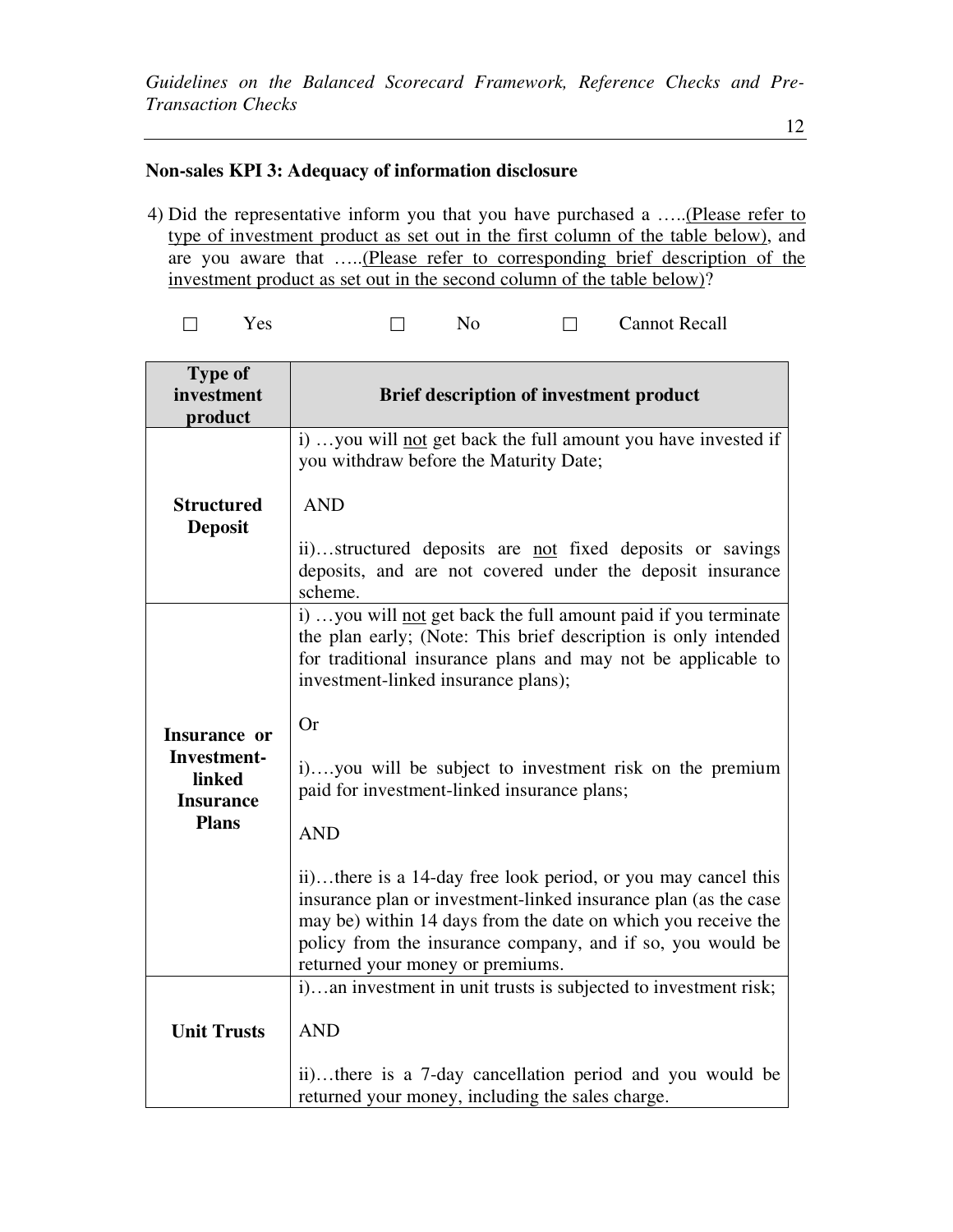**Non-sales KPI 3: Adequacy of information disclosure**

4) Did the representative inform you that you have purchased a …..<u>(Please refer to type of investment product as set out in the first column of the table below)</u>, and are you aware that …..<u>(Please refer to corresponding brief description of the investment product as set out in the second column of the table below)</u>?

☐ Yes ☐ No ☐ Cannot Recall

| Type of investment product | Brief description of investment product |
|---|---|
| **Structured Deposit** | i) …you will <u>not</u> get back the full amount you have invested if you withdraw before the Maturity Date;<br><br>AND<br><br>ii)…structured deposits are <u>not</u> fixed deposits or savings deposits, and are not covered under the deposit insurance scheme. |
| **Insurance or Investment-linked Insurance Plans** | i) …you will <u>not</u> get back the full amount paid if you terminate the plan early; (Note: This brief description is only intended for traditional insurance plans and may not be applicable to investment-linked insurance plans);<br><br>Or<br><br>i)….you will be subject to investment risk on the premium paid for investment-linked insurance plans;<br><br>AND<br><br>ii)…there is a 14-day free look period, or you may cancel this insurance plan or investment-linked insurance plan (as the case may be) within 14 days from the date on which you receive the policy from the insurance company, and if so, you would be returned your money or premiums. |
| **Unit Trusts** | i)…an investment in unit trusts is subjected to investment risk;<br><br>AND<br><br>ii)…there is a 7-day cancellation period and you would be returned your money, including the sales charge. |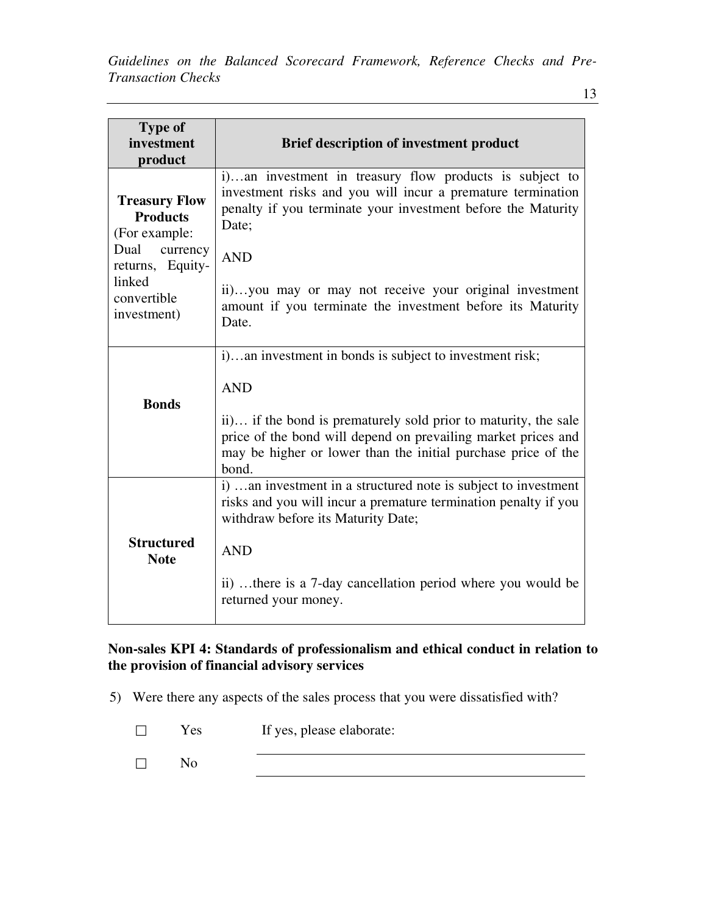| Type of investment product | Brief description of investment product |
|---|---|
| **Treasury Flow Products** (For example: Dual currency returns, Equity-linked convertible investment) | i)…an investment in treasury flow products is subject to investment risks and you will incur a premature termination penalty if you terminate your investment before the Maturity Date;<br><br>AND<br><br>ii)…you may or may not receive your original investment amount if you terminate the investment before its Maturity Date. |
| **Bonds** | i)…an investment in bonds is subject to investment risk;<br><br>AND<br><br>ii)… if the bond is prematurely sold prior to maturity, the sale price of the bond will depend on prevailing market prices and may be higher or lower than the initial purchase price of the bond. |
| **Structured Note** | i) …an investment in a structured note is subject to investment risks and you will incur a premature termination penalty if you withdraw before its Maturity Date;<br><br>AND<br><br>ii) …there is a 7-day cancellation period where you would be returned your money. |

**Non-sales KPI 4: Standards of professionalism and ethical conduct in relation to the provision of financial advisory services**

5) Were there any aspects of the sales process that you were dissatisfied with?

☐ Yes    If yes, please elaborate: ____________________

☐ No    ____________________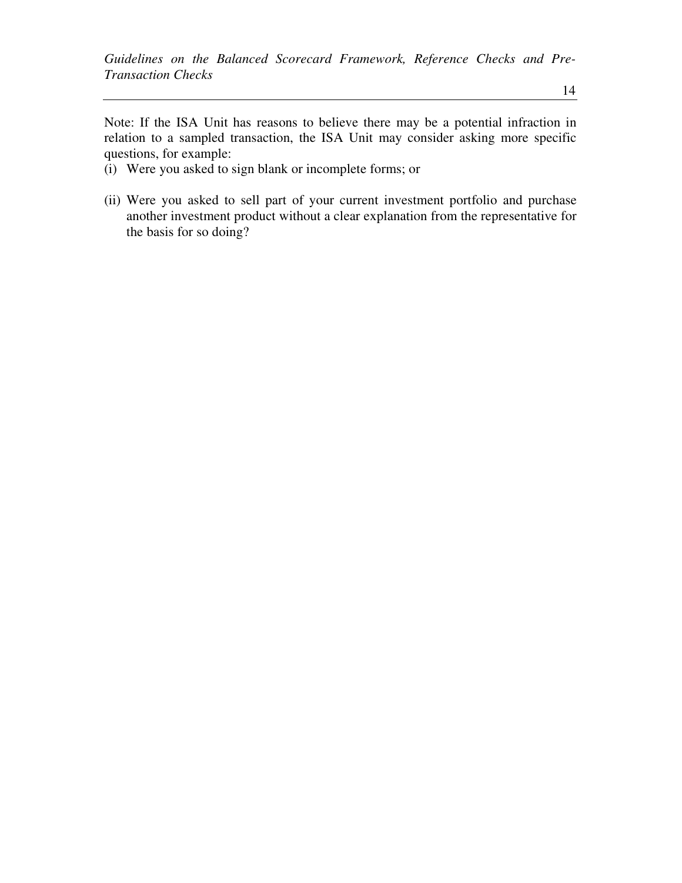Note: If the ISA Unit has reasons to believe there may be a potential infraction in relation to a sampled transaction, the ISA Unit may consider asking more specific questions, for example:

(i) Were you asked to sign blank or incomplete forms; or

(ii) Were you asked to sell part of your current investment portfolio and purchase another investment product without a clear explanation from the representative for the basis for so doing?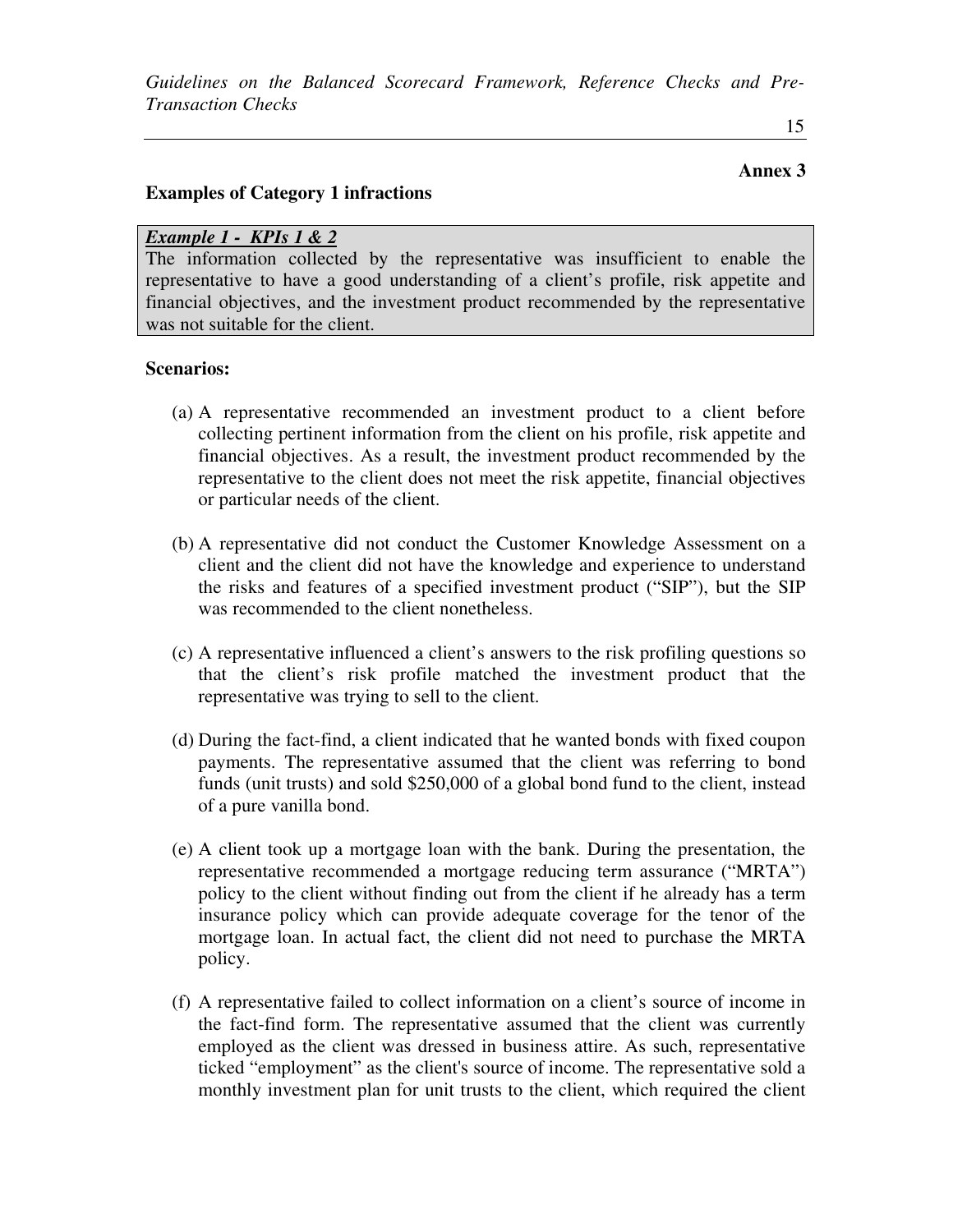**Annex 3**

**Examples of Category 1 infractions**

| ***Example 1 - KPIs 1 & 2*** |
|---|
| The information collected by the representative was insufficient to enable the representative to have a good understanding of a client's profile, risk appetite and financial objectives, and the investment product recommended by the representative was not suitable for the client. |

**Scenarios:**

(a) A representative recommended an investment product to a client before collecting pertinent information from the client on his profile, risk appetite and financial objectives. As a result, the investment product recommended by the representative to the client does not meet the risk appetite, financial objectives or particular needs of the client.

(b) A representative did not conduct the Customer Knowledge Assessment on a client and the client did not have the knowledge and experience to understand the risks and features of a specified investment product ("SIP"), but the SIP was recommended to the client nonetheless.

(c) A representative influenced a client's answers to the risk profiling questions so that the client's risk profile matched the investment product that the representative was trying to sell to the client.

(d) During the fact-find, a client indicated that he wanted bonds with fixed coupon payments. The representative assumed that the client was referring to bond funds (unit trusts) and sold $250,000 of a global bond fund to the client, instead of a pure vanilla bond.

(e) A client took up a mortgage loan with the bank. During the presentation, the representative recommended a mortgage reducing term assurance ("MRTA") policy to the client without finding out from the client if he already has a term insurance policy which can provide adequate coverage for the tenor of the mortgage loan. In actual fact, the client did not need to purchase the MRTA policy.

(f) A representative failed to collect information on a client's source of income in the fact-find form. The representative assumed that the client was currently employed as the client was dressed in business attire. As such, representative ticked "employment" as the client's source of income. The representative sold a monthly investment plan for unit trusts to the client, which required the client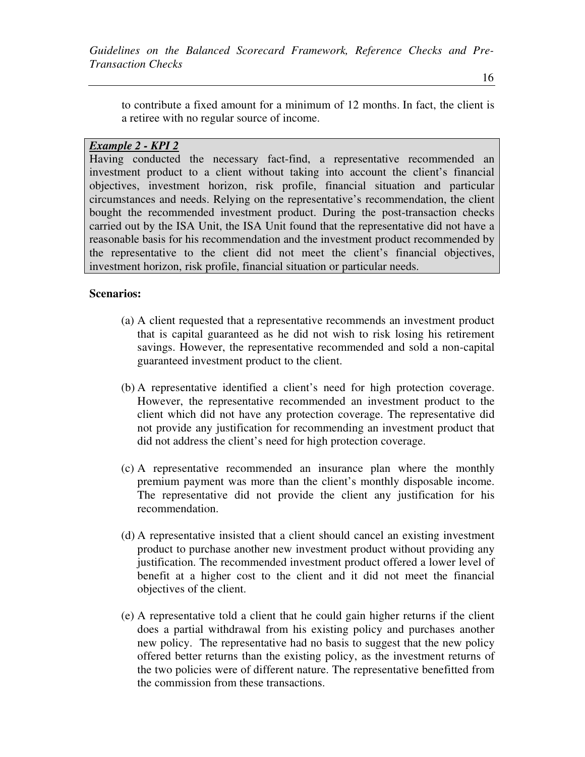to contribute a fixed amount for a minimum of 12 months. In fact, the client is a retiree with no regular source of income.

> ***Example 2 - KPI 2***
>
> Having conducted the necessary fact-find, a representative recommended an investment product to a client without taking into account the client's financial objectives, investment horizon, risk profile, financial situation and particular circumstances and needs. Relying on the representative's recommendation, the client bought the recommended investment product. During the post-transaction checks carried out by the ISA Unit, the ISA Unit found that the representative did not have a reasonable basis for his recommendation and the investment product recommended by the representative to the client did not meet the client's financial objectives, investment horizon, risk profile, financial situation or particular needs.

**Scenarios:**

(a) A client requested that a representative recommends an investment product that is capital guaranteed as he did not wish to risk losing his retirement savings. However, the representative recommended and sold a non-capital guaranteed investment product to the client.

(b) A representative identified a client's need for high protection coverage. However, the representative recommended an investment product to the client which did not have any protection coverage. The representative did not provide any justification for recommending an investment product that did not address the client's need for high protection coverage.

(c) A representative recommended an insurance plan where the monthly premium payment was more than the client's monthly disposable income. The representative did not provide the client any justification for his recommendation.

(d) A representative insisted that a client should cancel an existing investment product to purchase another new investment product without providing any justification. The recommended investment product offered a lower level of benefit at a higher cost to the client and it did not meet the financial objectives of the client.

(e) A representative told a client that he could gain higher returns if the client does a partial withdrawal from his existing policy and purchases another new policy. The representative had no basis to suggest that the new policy offered better returns than the existing policy, as the investment returns of the two policies were of different nature. The representative benefitted from the commission from these transactions.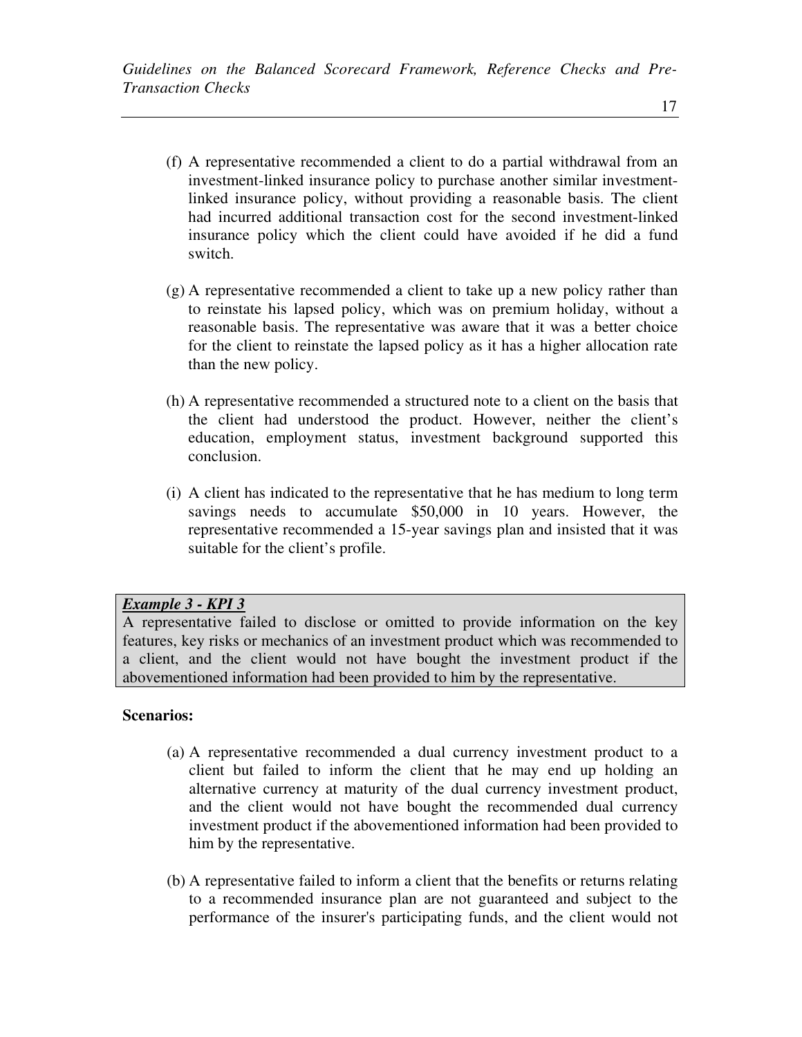(f) A representative recommended a client to do a partial withdrawal from an investment-linked insurance policy to purchase another similar investment-linked insurance policy, without providing a reasonable basis. The client had incurred additional transaction cost for the second investment-linked insurance policy which the client could have avoided if he did a fund switch.

(g) A representative recommended a client to take up a new policy rather than to reinstate his lapsed policy, which was on premium holiday, without a reasonable basis. The representative was aware that it was a better choice for the client to reinstate the lapsed policy as it has a higher allocation rate than the new policy.

(h) A representative recommended a structured note to a client on the basis that the client had understood the product. However, neither the client's education, employment status, investment background supported this conclusion.

(i) A client has indicated to the representative that he has medium to long term savings needs to accumulate $50,000 in 10 years. However, the representative recommended a 15-year savings plan and insisted that it was suitable for the client's profile.

***<u>Example 3 - KPI 3</u>***
A representative failed to disclose or omitted to provide information on the key features, key risks or mechanics of an investment product which was recommended to a client, and the client would not have bought the investment product if the abovementioned information had been provided to him by the representative.

**Scenarios:**

(a) A representative recommended a dual currency investment product to a client but failed to inform the client that he may end up holding an alternative currency at maturity of the dual currency investment product, and the client would not have bought the recommended dual currency investment product if the abovementioned information had been provided to him by the representative.

(b) A representative failed to inform a client that the benefits or returns relating to a recommended insurance plan are not guaranteed and subject to the performance of the insurer's participating funds, and the client would not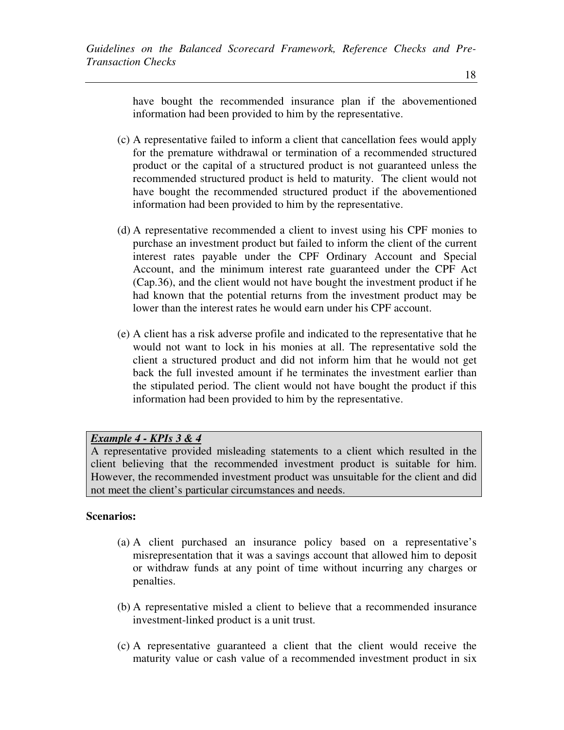have bought the recommended insurance plan if the abovementioned information had been provided to him by the representative.

(c) A representative failed to inform a client that cancellation fees would apply for the premature withdrawal or termination of a recommended structured product or the capital of a structured product is not guaranteed unless the recommended structured product is held to maturity. The client would not have bought the recommended structured product if the abovementioned information had been provided to him by the representative.

(d) A representative recommended a client to invest using his CPF monies to purchase an investment product but failed to inform the client of the current interest rates payable under the CPF Ordinary Account and Special Account, and the minimum interest rate guaranteed under the CPF Act (Cap.36), and the client would not have bought the investment product if he had known that the potential returns from the investment product may be lower than the interest rates he would earn under his CPF account.

(e) A client has a risk adverse profile and indicated to the representative that he would not want to lock in his monies at all. The representative sold the client a structured product and did not inform him that he would not get back the full invested amount if he terminates the investment earlier than the stipulated period. The client would not have bought the product if this information had been provided to him by the representative.

***Example 4 - KPIs 3 & 4***
A representative provided misleading statements to a client which resulted in the client believing that the recommended investment product is suitable for him. However, the recommended investment product was unsuitable for the client and did not meet the client's particular circumstances and needs.

**Scenarios:**

(a) A client purchased an insurance policy based on a representative's misrepresentation that it was a savings account that allowed him to deposit or withdraw funds at any point of time without incurring any charges or penalties.

(b) A representative misled a client to believe that a recommended insurance investment-linked product is a unit trust.

(c) A representative guaranteed a client that the client would receive the maturity value or cash value of a recommended investment product in six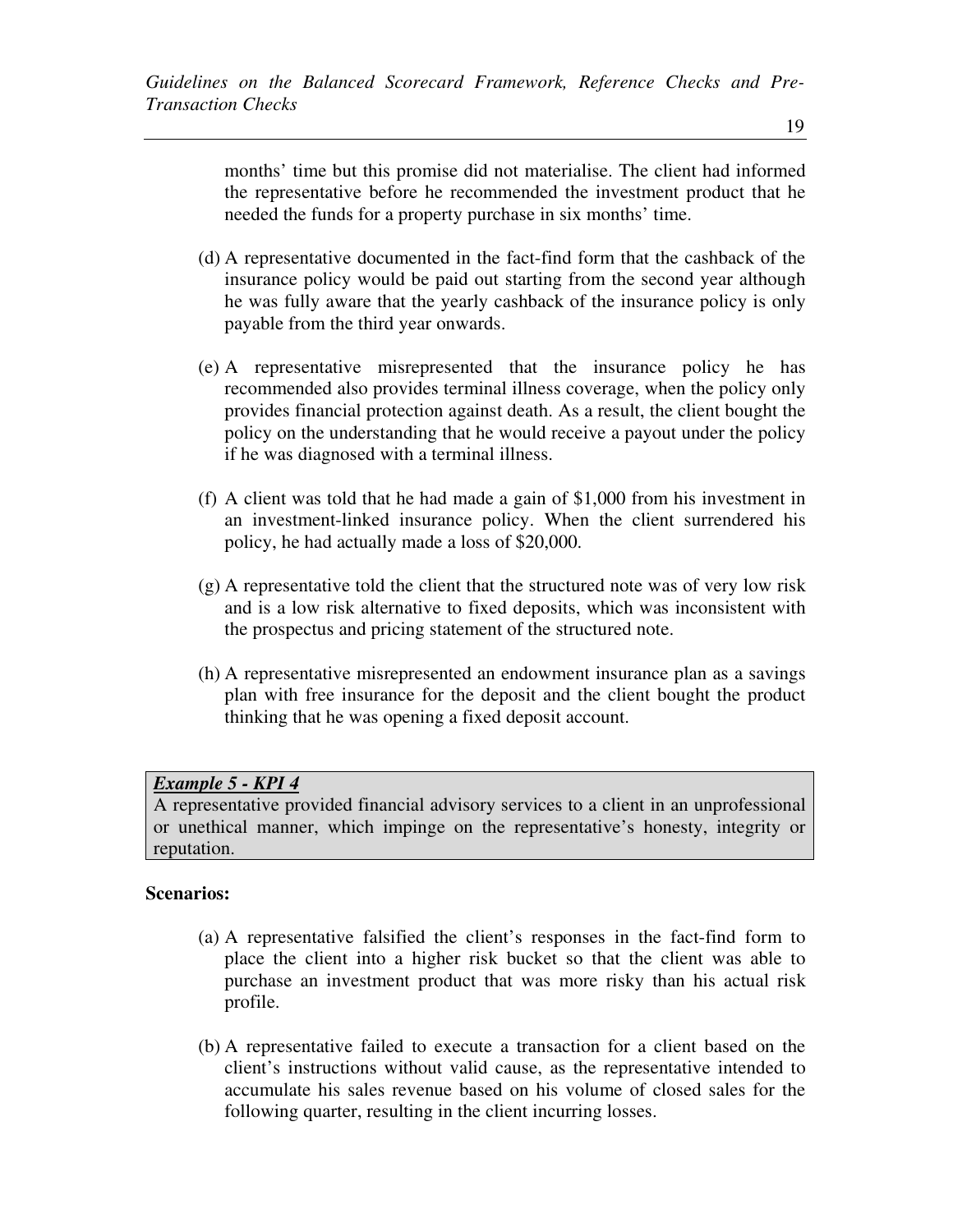months' time but this promise did not materialise. The client had informed the representative before he recommended the investment product that he needed the funds for a property purchase in six months' time.

(d) A representative documented in the fact-find form that the cashback of the insurance policy would be paid out starting from the second year although he was fully aware that the yearly cashback of the insurance policy is only payable from the third year onwards.

(e) A representative misrepresented that the insurance policy he has recommended also provides terminal illness coverage, when the policy only provides financial protection against death. As a result, the client bought the policy on the understanding that he would receive a payout under the policy if he was diagnosed with a terminal illness.

(f) A client was told that he had made a gain of $1,000 from his investment in an investment-linked insurance policy. When the client surrendered his policy, he had actually made a loss of $20,000.

(g) A representative told the client that the structured note was of very low risk and is a low risk alternative to fixed deposits, which was inconsistent with the prospectus and pricing statement of the structured note.

(h) A representative misrepresented an endowment insurance plan as a savings plan with free insurance for the deposit and the client bought the product thinking that he was opening a fixed deposit account.

***Example 5 - KPI 4***

A representative provided financial advisory services to a client in an unprofessional or unethical manner, which impinge on the representative's honesty, integrity or reputation.

**Scenarios:**

(a) A representative falsified the client's responses in the fact-find form to place the client into a higher risk bucket so that the client was able to purchase an investment product that was more risky than his actual risk profile.

(b) A representative failed to execute a transaction for a client based on the client's instructions without valid cause, as the representative intended to accumulate his sales revenue based on his volume of closed sales for the following quarter, resulting in the client incurring losses.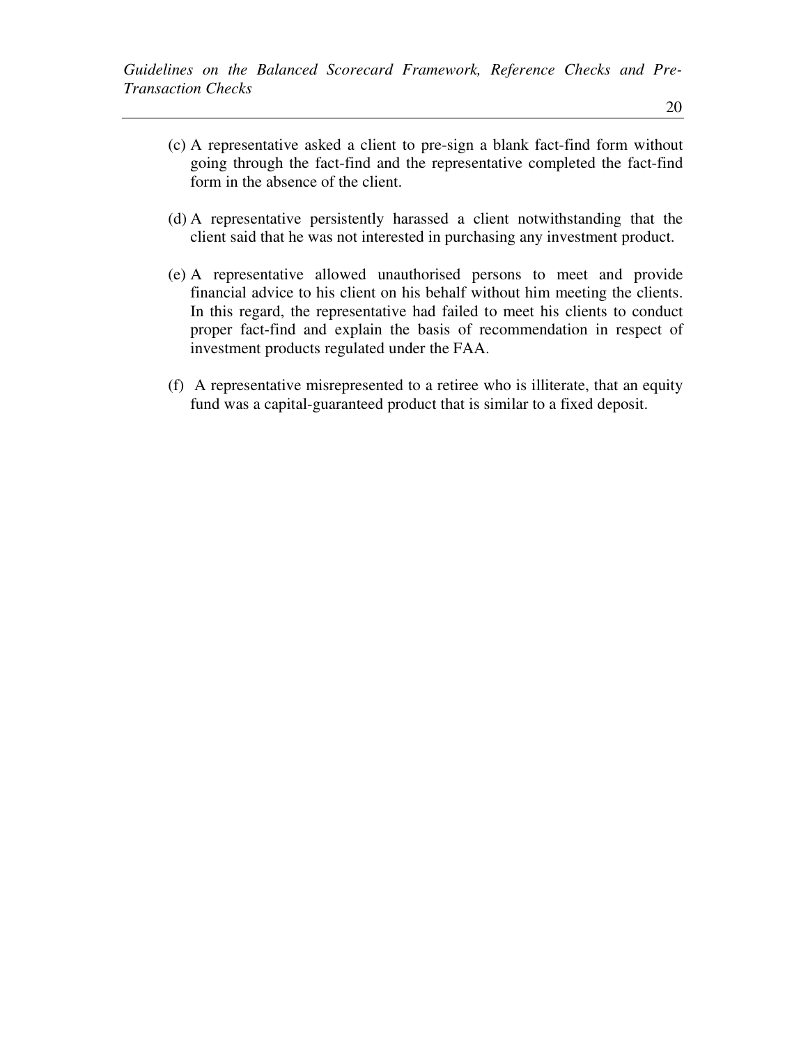(c) A representative asked a client to pre-sign a blank fact-find form without going through the fact-find and the representative completed the fact-find form in the absence of the client.

(d) A representative persistently harassed a client notwithstanding that the client said that he was not interested in purchasing any investment product.

(e) A representative allowed unauthorised persons to meet and provide financial advice to his client on his behalf without him meeting the clients. In this regard, the representative had failed to meet his clients to conduct proper fact-find and explain the basis of recommendation in respect of investment products regulated under the FAA.

(f) A representative misrepresented to a retiree who is illiterate, that an equity fund was a capital-guaranteed product that is similar to a fixed deposit.